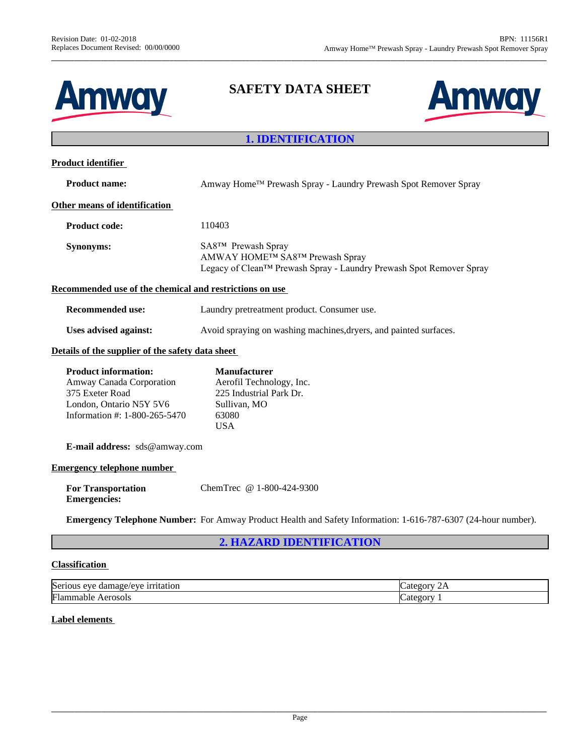# SAFETY DATA SHEET

## 1. IDENTIFICATION

**Product identifier**

**Product name:** Amway Home™ Prewash Spray - Laundry Prewash Spot Remover Spray

**Other means of identification**

**Product code:** 110403

**Synonyms:** SA8™ Prewash Spray
AMWAY HOME™ SA8™ Prewash Spray
Legacy of Clean™ Prewash Spray - Laundry Prewash Spot Remover Spray

**Recommended use of the chemical and restrictions on use**

**Recommended use:** Laundry pretreatment product. Consumer use.

**Uses advised against:** Avoid spraying on washing machines,dryers, and painted surfaces.

**Details of the supplier of the safety data sheet**

**Product information:**
Amway Canada Corporation
375 Exeter Road
London, Ontario N5Y 5V6
Information #: 1-800-265-5470

**Manufacturer**
Aerofil Technology, Inc.
225 Industrial Park Dr.
Sullivan, MO
63080
USA

**E-mail address:** sds@amway.com

**Emergency telephone number**

**For Transportation Emergencies:** ChemTrec @ 1-800-424-9300

**Emergency Telephone Number:** For Amway Product Health and Safety Information: 1-616-787-6307 (24-hour number).

## 2. HAZARD IDENTIFICATION

**Classification**

| Hazard class | Category |
|---|---|
| Serious eye damage/eye irritation | Category 2A |
| Flammable Aerosols | Category 1 |

**Label elements**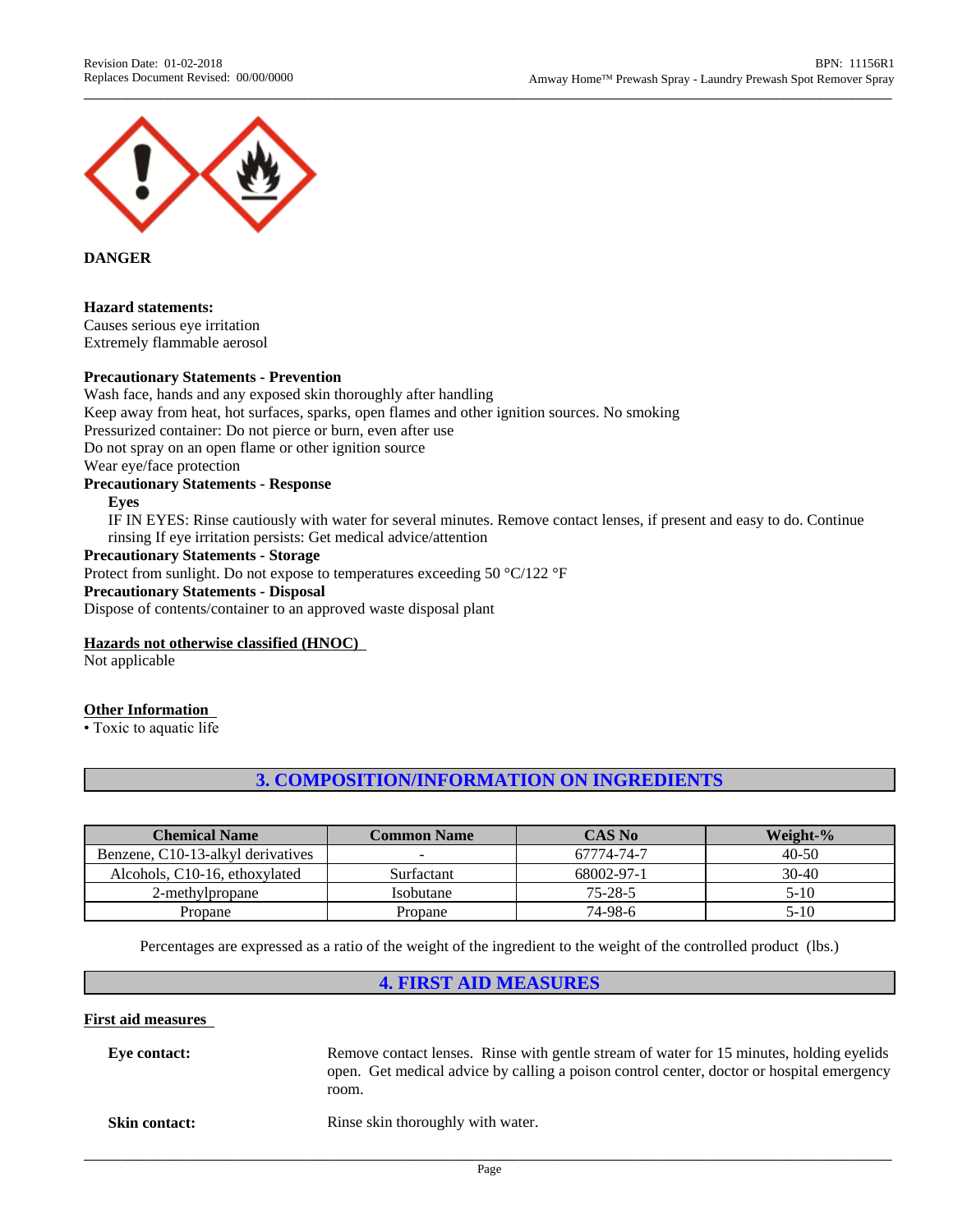**DANGER**

**Hazard statements:**
Causes serious eye irritation
Extremely flammable aerosol

**Precautionary Statements - Prevention**
Wash face, hands and any exposed skin thoroughly after handling
Keep away from heat, hot surfaces, sparks, open flames and other ignition sources. No smoking
Pressurized container: Do not pierce or burn, even after use
Do not spray on an open flame or other ignition source
Wear eye/face protection

**Precautionary Statements - Response**

**Eyes**
IF IN EYES: Rinse cautiously with water for several minutes. Remove contact lenses, if present and easy to do. Continue rinsing If eye irritation persists: Get medical advice/attention

**Precautionary Statements - Storage**
Protect from sunlight. Do not expose to temperatures exceeding 50 °C/122 °F

**Precautionary Statements - Disposal**
Dispose of contents/container to an approved waste disposal plant

**Hazards not otherwise classified (HNOC)**
Not applicable

**Other Information**
• Toxic to aquatic life

## 3. COMPOSITION/INFORMATION ON INGREDIENTS

| Chemical Name | Common Name | CAS No | Weight-% |
|---|---|---|---|
| Benzene, C10-13-alkyl derivatives | - | 67774-74-7 | 40-50 |
| Alcohols, C10-16, ethoxylated | Surfactant | 68002-97-1 | 30-40 |
| 2-methylpropane | Isobutane | 75-28-5 | 5-10 |
| Propane | Propane | 74-98-6 | 5-10 |

Percentages are expressed as a ratio of the weight of the ingredient to the weight of the controlled product (lbs.)

## 4. FIRST AID MEASURES

**First aid measures**

**Eye contact:** Remove contact lenses. Rinse with gentle stream of water for 15 minutes, holding eyelids open. Get medical advice by calling a poison control center, doctor or hospital emergency room.

**Skin contact:** Rinse skin thoroughly with water.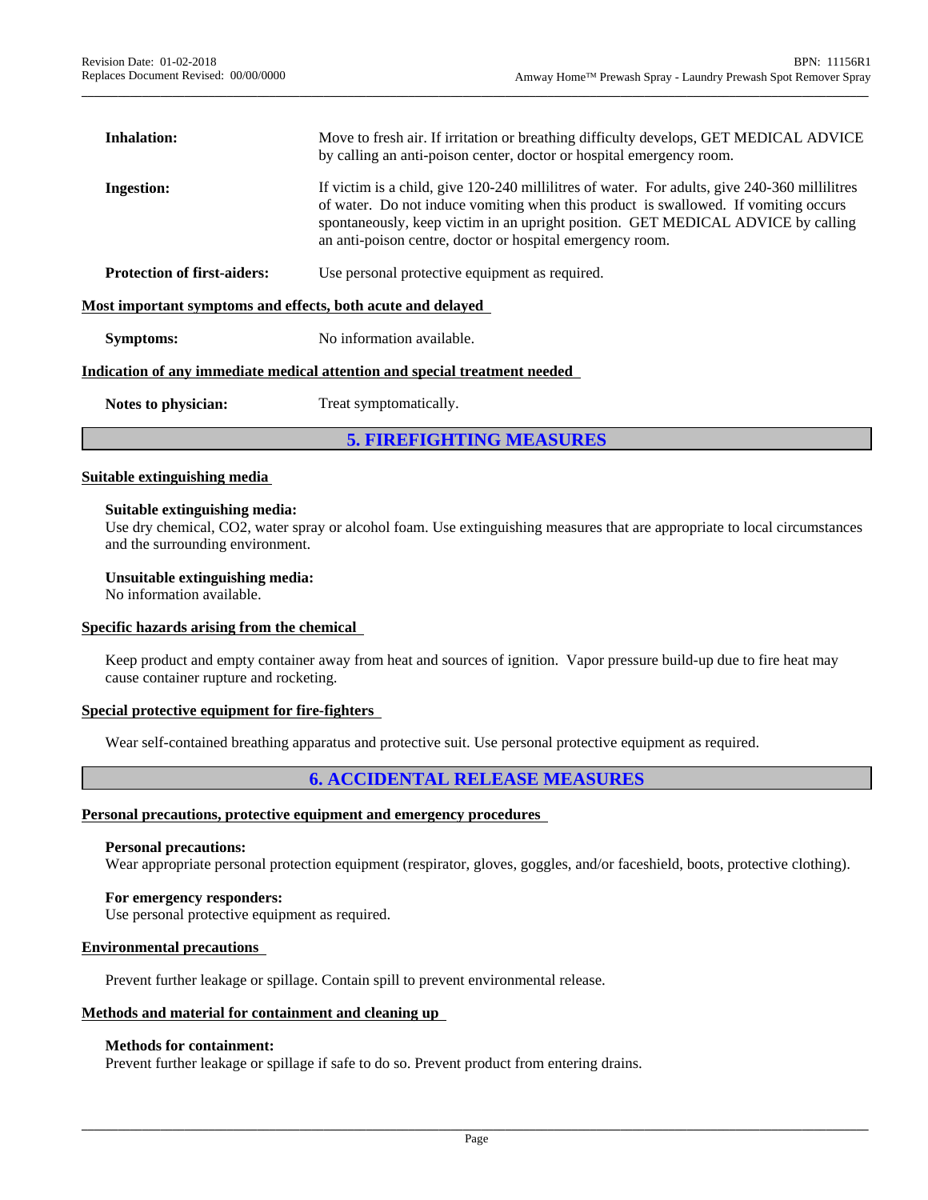**Inhalation:** Move to fresh air. If irritation or breathing difficulty develops, GET MEDICAL ADVICE by calling an anti-poison center, doctor or hospital emergency room.

**Ingestion:** If victim is a child, give 120-240 millilitres of water. For adults, give 240-360 millilitres of water. Do not induce vomiting when this product is swallowed. If vomiting occurs spontaneously, keep victim in an upright position. GET MEDICAL ADVICE by calling an anti-poison centre, doctor or hospital emergency room.

**Protection of first-aiders:** Use personal protective equipment as required.

**Most important symptoms and effects, both acute and delayed**

**Symptoms:** No information available.

**Indication of any immediate medical attention and special treatment needed**

**Notes to physician:** Treat symptomatically.

## 5. FIREFIGHTING MEASURES

**Suitable extinguishing media**

**Suitable extinguishing media:**
Use dry chemical, $CO_2$, water spray or alcohol foam. Use extinguishing measures that are appropriate to local circumstances and the surrounding environment.

**Unsuitable extinguishing media:**
No information available.

**Specific hazards arising from the chemical**

Keep product and empty container away from heat and sources of ignition. Vapor pressure build-up due to fire heat may cause container rupture and rocketing.

**Special protective equipment for fire-fighters**

Wear self-contained breathing apparatus and protective suit. Use personal protective equipment as required.

## 6. ACCIDENTAL RELEASE MEASURES

**Personal precautions, protective equipment and emergency procedures**

**Personal precautions:**
Wear appropriate personal protection equipment (respirator, gloves, goggles, and/or faceshield, boots, protective clothing).

**For emergency responders:**
Use personal protective equipment as required.

**Environmental precautions**

Prevent further leakage or spillage. Contain spill to prevent environmental release.

**Methods and material for containment and cleaning up**

**Methods for containment:**
Prevent further leakage or spillage if safe to do so. Prevent product from entering drains.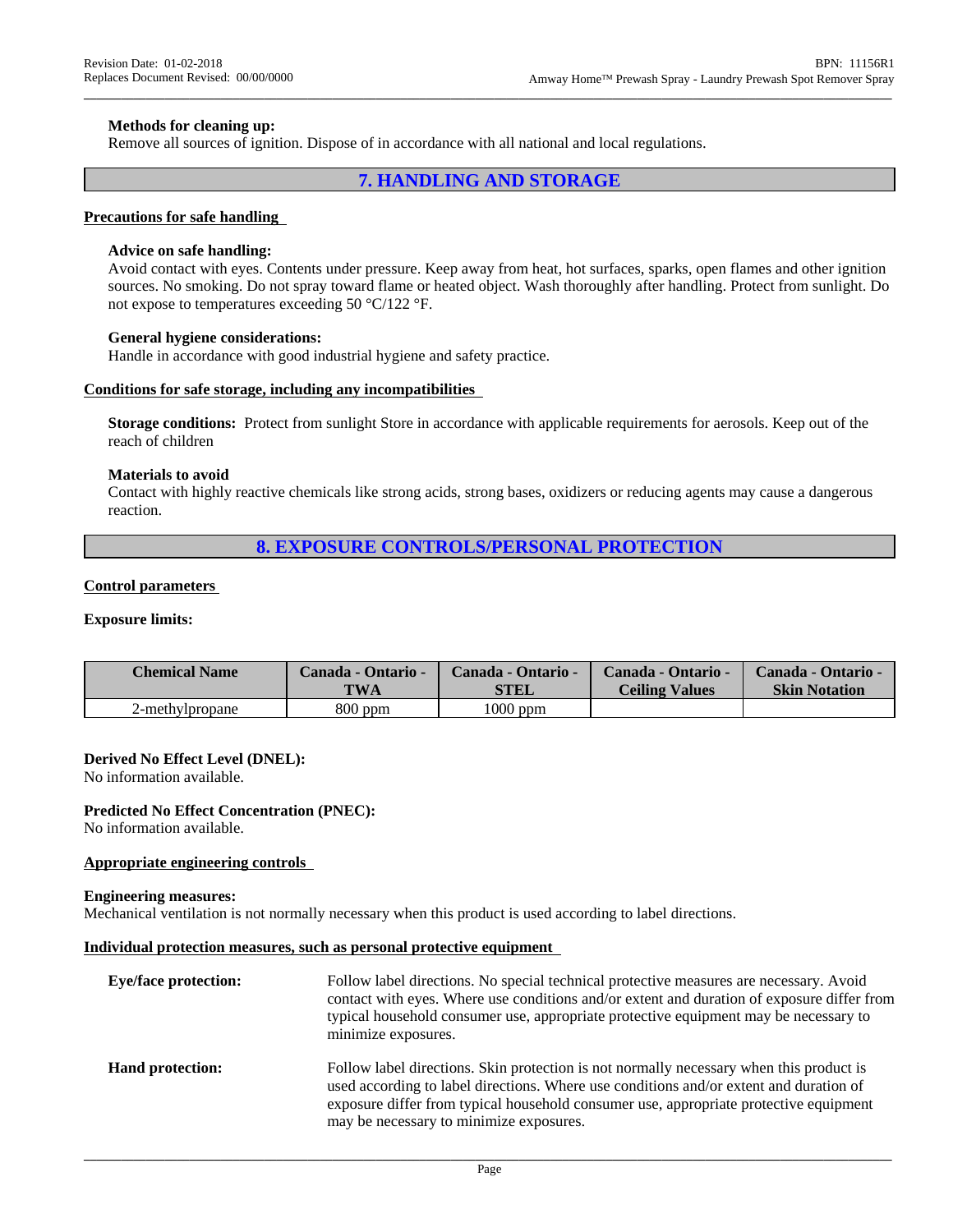**Methods for cleaning up:**
Remove all sources of ignition. Dispose of in accordance with all national and local regulations.

## 7. HANDLING AND STORAGE

### Precautions for safe handling

**Advice on safe handling:**
Avoid contact with eyes. Contents under pressure. Keep away from heat, hot surfaces, sparks, open flames and other ignition sources. No smoking. Do not spray toward flame or heated object. Wash thoroughly after handling. Protect from sunlight. Do not expose to temperatures exceeding 50 °C/122 °F.

**General hygiene considerations:**
Handle in accordance with good industrial hygiene and safety practice.

### Conditions for safe storage, including any incompatibilities

**Storage conditions:** Protect from sunlight Store in accordance with applicable requirements for aerosols. Keep out of the reach of children

**Materials to avoid**
Contact with highly reactive chemicals like strong acids, strong bases, oxidizers or reducing agents may cause a dangerous reaction.

## 8. EXPOSURE CONTROLS/PERSONAL PROTECTION

### Control parameters

**Exposure limits:**

| Chemical Name | Canada - Ontario - TWA | Canada - Ontario - STEL | Canada - Ontario - Ceiling Values | Canada - Ontario - Skin Notation |
|---|---|---|---|---|
| 2-methylpropane | 800 ppm | 1000 ppm | | |

**Derived No Effect Level (DNEL):**
No information available.

**Predicted No Effect Concentration (PNEC):**
No information available.

### Appropriate engineering controls

**Engineering measures:**
Mechanical ventilation is not normally necessary when this product is used according to label directions.

### Individual protection measures, such as personal protective equipment

**Eye/face protection:** Follow label directions. No special technical protective measures are necessary. Avoid contact with eyes. Where use conditions and/or extent and duration of exposure differ from typical household consumer use, appropriate protective equipment may be necessary to minimize exposures.

**Hand protection:** Follow label directions. Skin protection is not normally necessary when this product is used according to label directions. Where use conditions and/or extent and duration of exposure differ from typical household consumer use, appropriate protective equipment may be necessary to minimize exposures.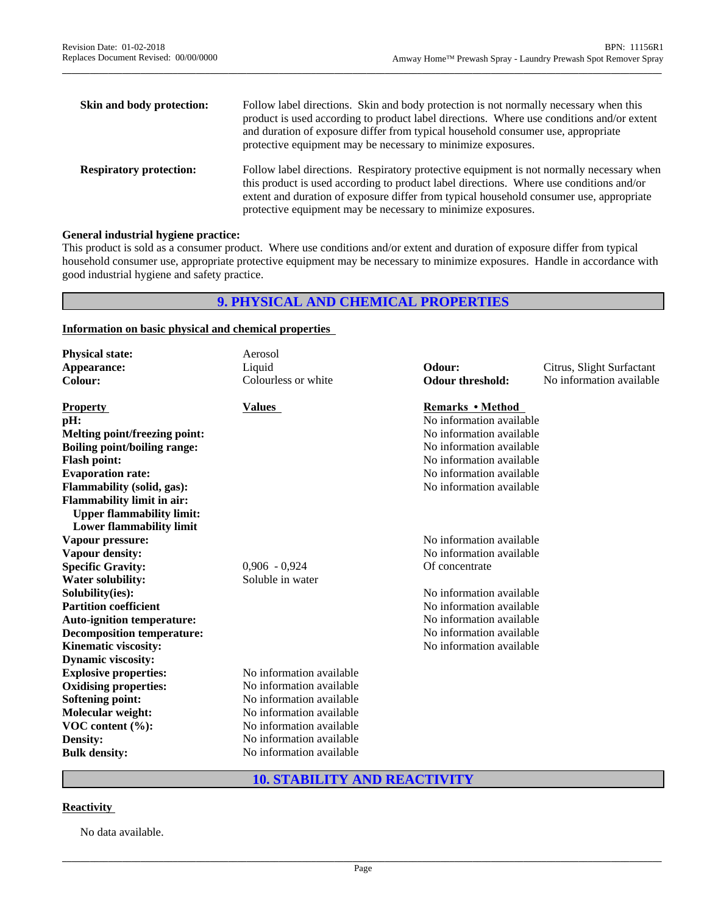| | |
|---|---|
| **Skin and body protection:** | Follow label directions. Skin and body protection is not normally necessary when this product is used according to product label directions. Where use conditions and/or extent and duration of exposure differ from typical household consumer use, appropriate protective equipment may be necessary to minimize exposures. |
| **Respiratory protection:** | Follow label directions. Respiratory protective equipment is not normally necessary when this product is used according to product label directions. Where use conditions and/or extent and duration of exposure differ from typical household consumer use, appropriate protective equipment may be necessary to minimize exposures. |

**General industrial hygiene practice:**
This product is sold as a consumer product. Where use conditions and/or extent and duration of exposure differ from typical household consumer use, appropriate protective equipment may be necessary to minimize exposures. Handle in accordance with good industrial hygiene and safety practice.

## 9. PHYSICAL AND CHEMICAL PROPERTIES

**Information on basic physical and chemical properties**

| | | | |
|---|---|---|---|
| **Physical state:** | Aerosol | | |
| **Appearance:** | Liquid | **Odour:** | Citrus, Slight Surfactant |
| **Colour:** | Colourless or white | **Odour threshold:** | No information available |

| **Property** | **Values** | **Remarks • Method** |
|---|---|---|
| **pH:** | | No information available |
| **Melting point/freezing point:** | | No information available |
| **Boiling point/boiling range:** | | No information available |
| **Flash point:** | | No information available |
| **Evaporation rate:** | | No information available |
| **Flammability (solid, gas):** | | No information available |
| **Flammability limit in air:** | | |
| **Upper flammability limit:** | | |
| **Lower flammability limit** | | |
| **Vapour pressure:** | | No information available |
| **Vapour density:** | | No information available |
| **Specific Gravity:** | 0,906 - 0,924 | Of concentrate |
| **Water solubility:** | Soluble in water | |
| **Solubility(ies):** | | No information available |
| **Partition coefficient** | | No information available |
| **Auto-ignition temperature:** | | No information available |
| **Decomposition temperature:** | | No information available |
| **Kinematic viscosity:** | | No information available |
| **Dynamic viscosity:** | | |
| **Explosive properties:** | No information available | |
| **Oxidising properties:** | No information available | |
| **Softening point:** | No information available | |
| **Molecular weight:** | No information available | |
| **VOC content (%):** | No information available | |
| **Density:** | No information available | |
| **Bulk density:** | No information available | |

## 10. STABILITY AND REACTIVITY

**Reactivity**

No data available.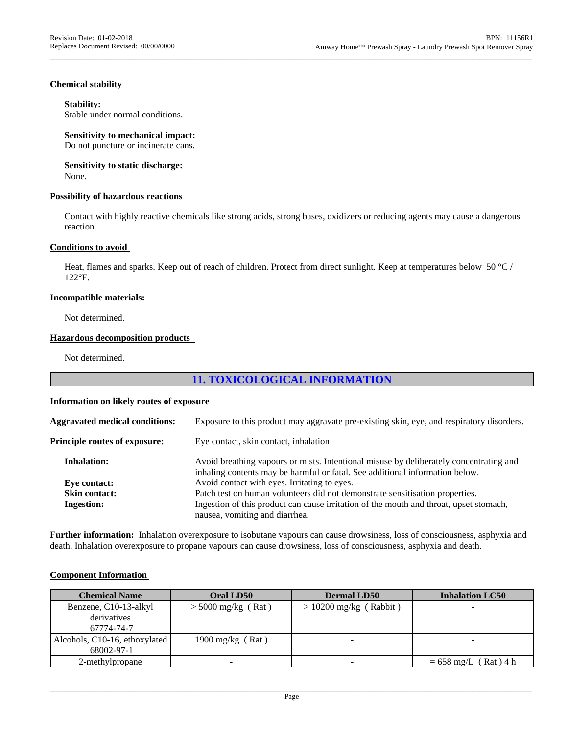**Chemical stability**

**Stability:**
Stable under normal conditions.

**Sensitivity to mechanical impact:**
Do not puncture or incinerate cans.

**Sensitivity to static discharge:**
None.

**Possibility of hazardous reactions**

Contact with highly reactive chemicals like strong acids, strong bases, oxidizers or reducing agents may cause a dangerous reaction.

**Conditions to avoid**

Heat, flames and sparks. Keep out of reach of children. Protect from direct sunlight. Keep at temperatures below 50 °C / 122°F.

**Incompatible materials:**

Not determined.

**Hazardous decomposition products**

Not determined.

## 11. TOXICOLOGICAL INFORMATION

**Information on likely routes of exposure**

**Aggravated medical conditions:** Exposure to this product may aggravate pre-existing skin, eye, and respiratory disorders.

**Principle routes of exposure:** Eye contact, skin contact, inhalation

**Inhalation:** Avoid breathing vapours or mists. Intentional misuse by deliberately concentrating and inhaling contents may be harmful or fatal. See additional information below.

**Eye contact:** Avoid contact with eyes. Irritating to eyes.

**Skin contact:** Patch test on human volunteers did not demonstrate sensitisation properties.

**Ingestion:** Ingestion of this product can cause irritation of the mouth and throat, upset stomach, nausea, vomiting and diarrhea.

**Further information:** Inhalation overexposure to isobutane vapours can cause drowsiness, loss of consciousness, asphyxia and death. Inhalation overexposure to propane vapours can cause drowsiness, loss of consciousness, asphyxia and death.

**Component Information**

| Chemical Name | Oral LD50 | Dermal LD50 | Inhalation LC50 |
|---|---|---|---|
| Benzene, C10-13-alkyl derivatives 67774-74-7 | > 5000 mg/kg ( Rat ) | > 10200 mg/kg ( Rabbit ) | - |
| Alcohols, C10-16, ethoxylated 68002-97-1 | 1900 mg/kg ( Rat ) | - | - |
| 2-methylpropane | - | - | = 658 mg/L ( Rat ) 4 h |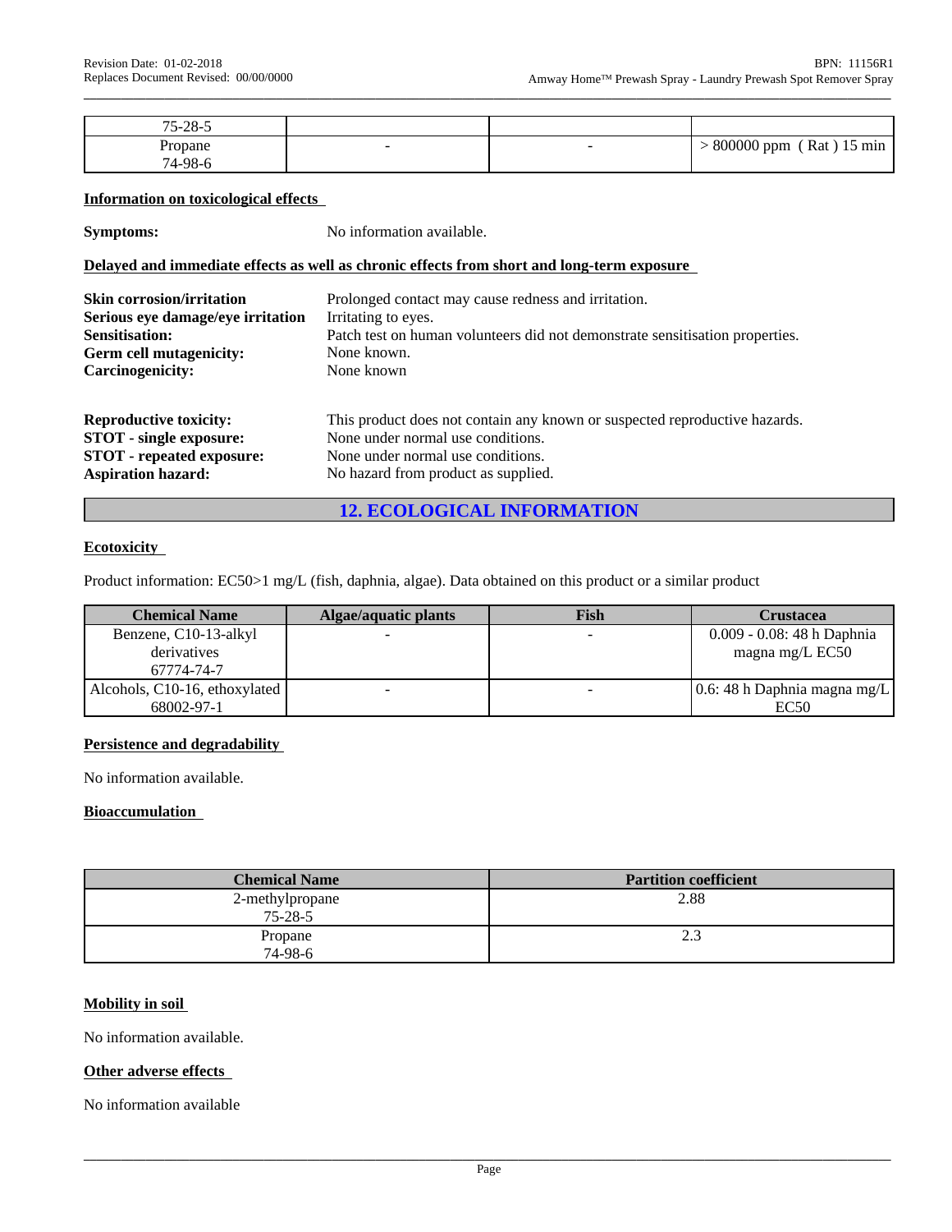| | | | |
|---|---|---|---|
| 75-28-5 | | | |
| Propane 74-98-6 | - | - | > 800000 ppm ( Rat ) 15 min |

**Information on toxicological effects**

**Symptoms:** No information available.

**Delayed and immediate effects as well as chronic effects from short and long-term exposure**

**Skin corrosion/irritation** Prolonged contact may cause redness and irritation.
**Serious eye damage/eye irritation** Irritating to eyes.
**Sensitisation:** Patch test on human volunteers did not demonstrate sensitisation properties.
**Germ cell mutagenicity:** None known.
**Carcinogenicity:** None known

**Reproductive toxicity:** This product does not contain any known or suspected reproductive hazards.
**STOT - single exposure:** None under normal use conditions.
**STOT - repeated exposure:** None under normal use conditions.
**Aspiration hazard:** No hazard from product as supplied.

## 12. ECOLOGICAL INFORMATION

**Ecotoxicity**

Product information: EC50>1 mg/L (fish, daphnia, algae). Data obtained on this product or a similar product

| Chemical Name | Algae/aquatic plants | Fish | Crustacea |
|---|---|---|---|
| Benzene, C10-13-alkyl derivatives 67774-74-7 | - | - | 0.009 - 0.08: 48 h Daphnia magna mg/L EC50 |
| Alcohols, C10-16, ethoxylated 68002-97-1 | - | - | 0.6: 48 h Daphnia magna mg/L EC50 |

**Persistence and degradability**

No information available.

**Bioaccumulation**

| Chemical Name | Partition coefficient |
|---|---|
| 2-methylpropane 75-28-5 | 2.88 |
| Propane 74-98-6 | 2.3 |

**Mobility in soil**

No information available.

**Other adverse effects**

No information available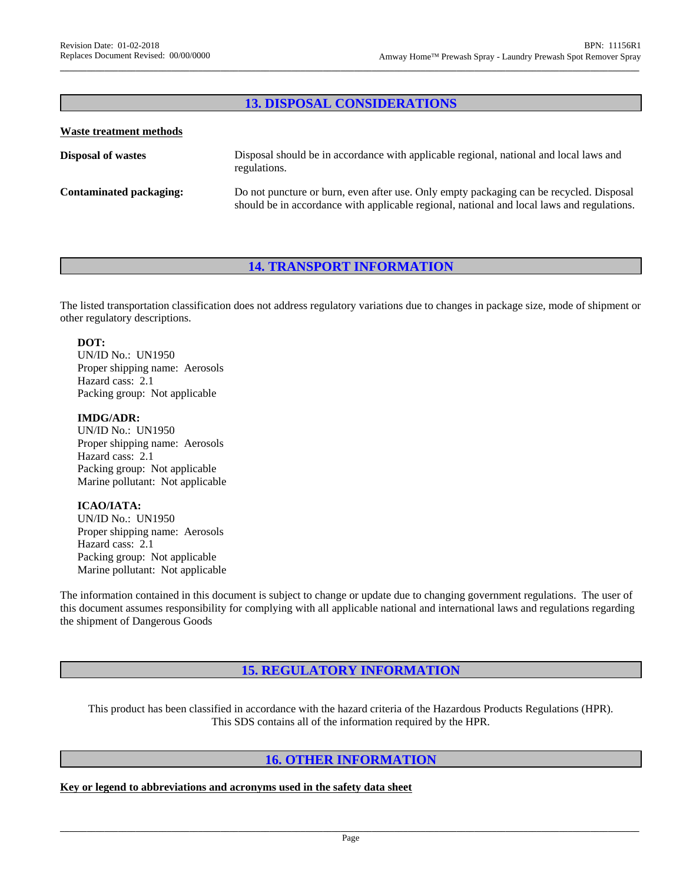## 13. DISPOSAL CONSIDERATIONS

**Waste treatment methods**

**Disposal of wastes** — Disposal should be in accordance with applicable regional, national and local laws and regulations.

**Contaminated packaging:** — Do not puncture or burn, even after use. Only empty packaging can be recycled. Disposal should be in accordance with applicable regional, national and local laws and regulations.

## 14. TRANSPORT INFORMATION

The listed transportation classification does not address regulatory variations due to changes in package size, mode of shipment or other regulatory descriptions.

**DOT:**
UN/ID No.: UN1950
Proper shipping name: Aerosols
Hazard cass: 2.1
Packing group: Not applicable

**IMDG/ADR:**
UN/ID No.: UN1950
Proper shipping name: Aerosols
Hazard cass: 2.1
Packing group: Not applicable
Marine pollutant: Not applicable

**ICAO/IATA:**
UN/ID No.: UN1950
Proper shipping name: Aerosols
Hazard cass: 2.1
Packing group: Not applicable
Marine pollutant: Not applicable

The information contained in this document is subject to change or update due to changing government regulations. The user of this document assumes responsibility for complying with all applicable national and international laws and regulations regarding the shipment of Dangerous Goods

## 15. REGULATORY INFORMATION

This product has been classified in accordance with the hazard criteria of the Hazardous Products Regulations (HPR). This SDS contains all of the information required by the HPR.

## 16. OTHER INFORMATION

**Key or legend to abbreviations and acronyms used in the safety data sheet**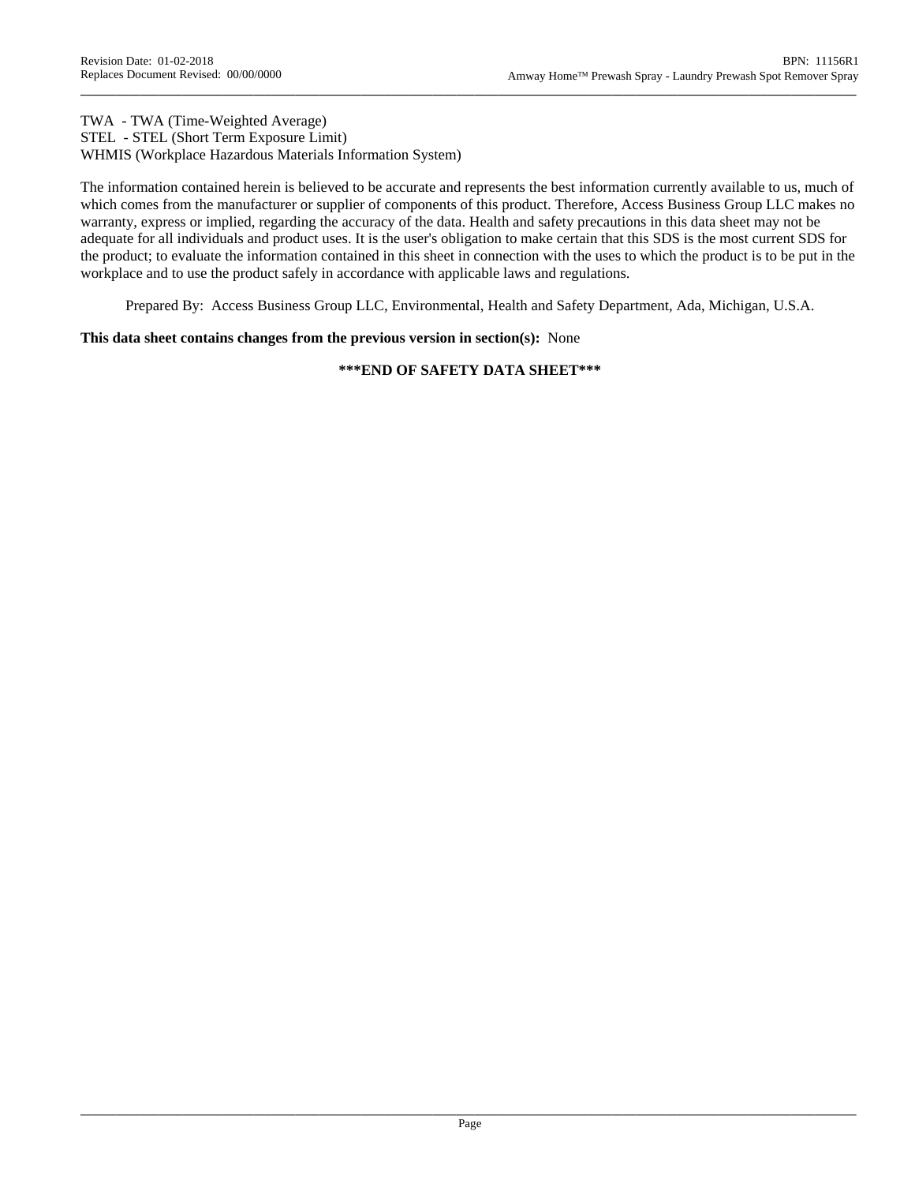TWA - TWA (Time-Weighted Average)
STEL - STEL (Short Term Exposure Limit)
WHMIS (Workplace Hazardous Materials Information System)

The information contained herein is believed to be accurate and represents the best information currently available to us, much of which comes from the manufacturer or supplier of components of this product. Therefore, Access Business Group LLC makes no warranty, express or implied, regarding the accuracy of the data. Health and safety precautions in this data sheet may not be adequate for all individuals and product uses. It is the user's obligation to make certain that this SDS is the most current SDS for the product; to evaluate the information contained in this sheet in connection with the uses to which the product is to be put in the workplace and to use the product safely in accordance with applicable laws and regulations.

Prepared By: Access Business Group LLC, Environmental, Health and Safety Department, Ada, Michigan, U.S.A.

**This data sheet contains changes from the previous version in section(s):** None

**\*\*\*END OF SAFETY DATA SHEET\*\*\***